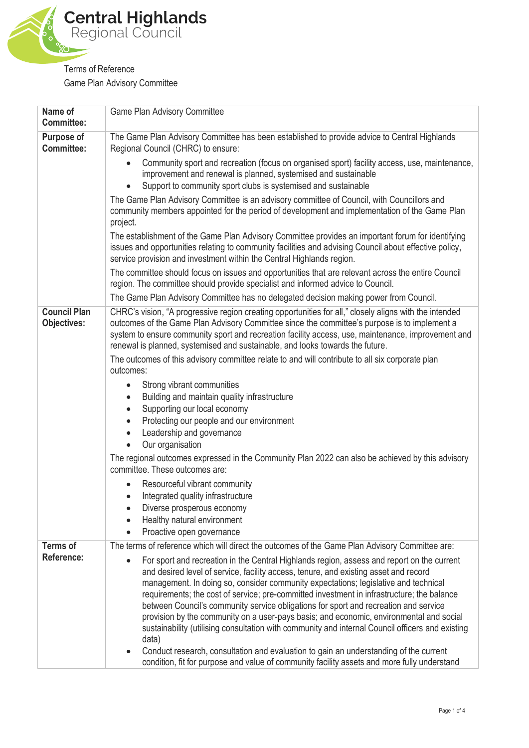# Central Highlands Regional Council

Terms of Reference

Game Plan Advisory Committee

| | |
|---|---|
| **Name of Committee:** | Game Plan Advisory Committee |
| **Purpose of Committee:** | The Game Plan Advisory Committee has been established to provide advice to Central Highlands Regional Council (CHRC) to ensure:<br>• Community sport and recreation (focus on organised sport) facility access, use, maintenance, improvement and renewal is planned, systemised and sustainable<br>• Support to community sport clubs is systemised and sustainable<br>The Game Plan Advisory Committee is an advisory committee of Council, with Councillors and community members appointed for the period of development and implementation of the Game Plan project.<br>The establishment of the Game Plan Advisory Committee provides an important forum for identifying issues and opportunities relating to community facilities and advising Council about effective policy, service provision and investment within the Central Highlands region.<br>The committee should focus on issues and opportunities that are relevant across the entire Council region. The committee should provide specialist and informed advice to Council.<br>The Game Plan Advisory Committee has no delegated decision making power from Council. |
| **Council Plan Objectives:** | CHRC's vision, "A progressive region creating opportunities for all," closely aligns with the intended outcomes of the Game Plan Advisory Committee since the committee's purpose is to implement a system to ensure community sport and recreation facility access, use, maintenance, improvement and renewal is planned, systemised and sustainable, and looks towards the future.<br>The outcomes of this advisory committee relate to and will contribute to all six corporate plan outcomes:<br>• Strong vibrant communities<br>• Building and maintain quality infrastructure<br>• Supporting our local economy<br>• Protecting our people and our environment<br>• Leadership and governance<br>• Our organisation<br>The regional outcomes expressed in the Community Plan 2022 can also be achieved by this advisory committee. These outcomes are:<br>• Resourceful vibrant community<br>• Integrated quality infrastructure<br>• Diverse prosperous economy<br>• Healthy natural environment<br>• Proactive open governance |
| **Terms of Reference:** | The terms of reference which will direct the outcomes of the Game Plan Advisory Committee are:<br>• For sport and recreation in the Central Highlands region, assess and report on the current and desired level of service, facility access, tenure, and existing asset and record management. In doing so, consider community expectations; legislative and technical requirements; the cost of service; pre-committed investment in infrastructure; the balance between Council's community service obligations for sport and recreation and service provision by the community on a user-pays basis; and economic, environmental and social sustainability (utilising consultation with community and internal Council officers and existing data)<br>• Conduct research, consultation and evaluation to gain an understanding of the current condition, fit for purpose and value of community facility assets and more fully understand |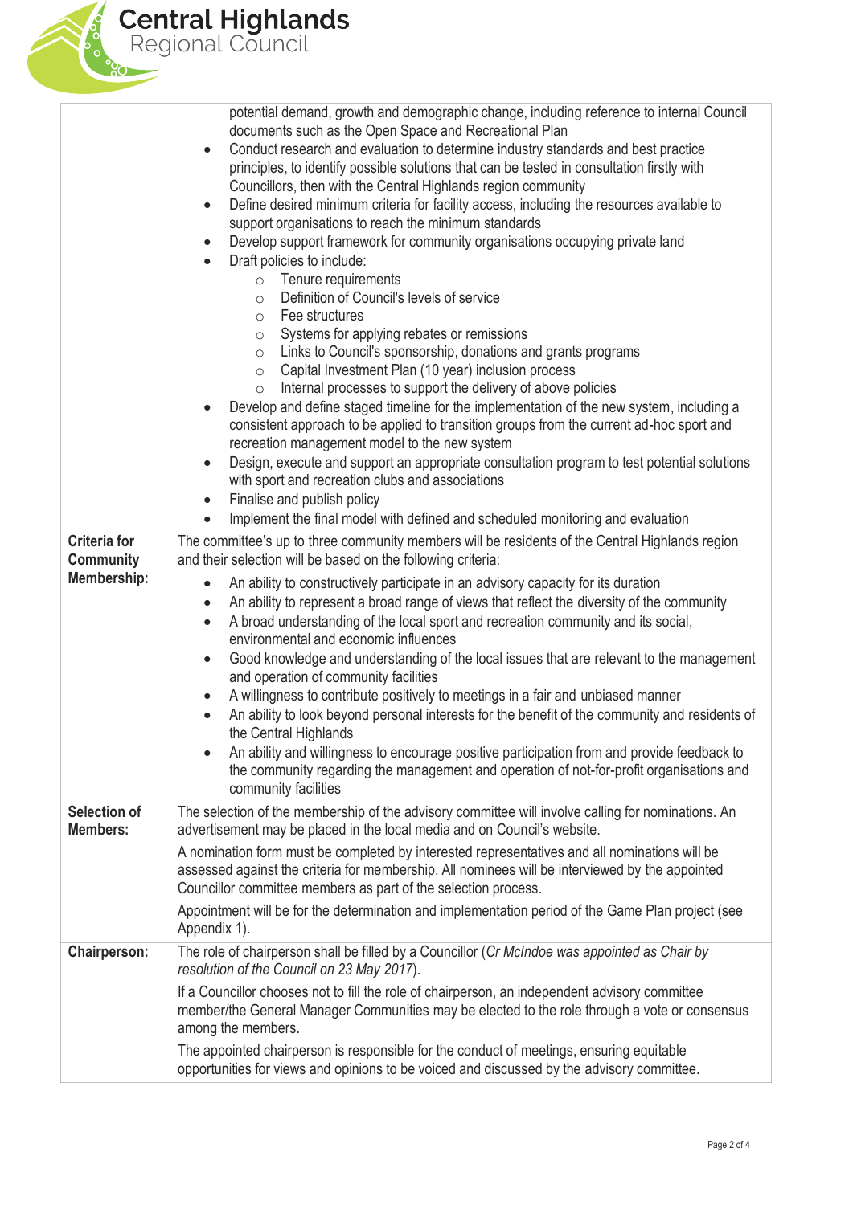| | |
|---|---|
| | potential demand, growth and demographic change, including reference to internal Council documents such as the Open Space and Recreational Plan<br>• Conduct research and evaluation to determine industry standards and best practice principles, to identify possible solutions that can be tested in consultation firstly with Councillors, then with the Central Highlands region community<br>• Define desired minimum criteria for facility access, including the resources available to support organisations to reach the minimum standards<br>• Develop support framework for community organisations occupying private land<br>• Draft policies to include:<br>  ○ Tenure requirements<br>  ○ Definition of Council's levels of service<br>  ○ Fee structures<br>  ○ Systems for applying rebates or remissions<br>  ○ Links to Council's sponsorship, donations and grants programs<br>  ○ Capital Investment Plan (10 year) inclusion process<br>  ○ Internal processes to support the delivery of above policies<br>• Develop and define staged timeline for the implementation of the new system, including a consistent approach to be applied to transition groups from the current ad-hoc sport and recreation management model to the new system<br>• Design, execute and support an appropriate consultation program to test potential solutions with sport and recreation clubs and associations<br>• Finalise and publish policy<br>• Implement the final model with defined and scheduled monitoring and evaluation |
| **Criteria for Community Membership:** | The committee's up to three community members will be residents of the Central Highlands region and their selection will be based on the following criteria:<br>• An ability to constructively participate in an advisory capacity for its duration<br>• An ability to represent a broad range of views that reflect the diversity of the community<br>• A broad understanding of the local sport and recreation community and its social, environmental and economic influences<br>• Good knowledge and understanding of the local issues that are relevant to the management and operation of community facilities<br>• A willingness to contribute positively to meetings in a fair and unbiased manner<br>• An ability to look beyond personal interests for the benefit of the community and residents of the Central Highlands<br>• An ability and willingness to encourage positive participation from and provide feedback to the community regarding the management and operation of not-for-profit organisations and community facilities |
| **Selection of Members:** | The selection of the membership of the advisory committee will involve calling for nominations. An advertisement may be placed in the local media and on Council's website.<br><br>A nomination form must be completed by interested representatives and all nominations will be assessed against the criteria for membership. All nominees will be interviewed by the appointed Councillor committee members as part of the selection process.<br><br>Appointment will be for the determination and implementation period of the Game Plan project (see Appendix 1). |
| **Chairperson:** | The role of chairperson shall be filled by a Councillor (*Cr McIndoe was appointed as Chair by resolution of the Council on 23 May 2017*).<br><br>If a Councillor chooses not to fill the role of chairperson, an independent advisory committee member/the General Manager Communities may be elected to the role through a vote or consensus among the members.<br><br>The appointed chairperson is responsible for the conduct of meetings, ensuring equitable opportunities for views and opinions to be voiced and discussed by the advisory committee. |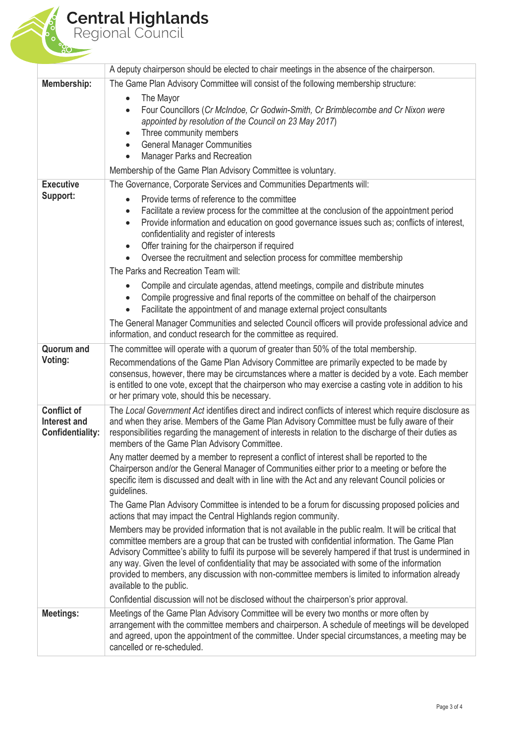| | |
|---|---|
| | A deputy chairperson should be elected to chair meetings in the absence of the chairperson. |
| **Membership:** | The Game Plan Advisory Committee will consist of the following membership structure:<br>• The Mayor<br>• Four Councillors (*Cr McIndoe, Cr Godwin-Smith, Cr Brimblecombe and Cr Nixon were appointed by resolution of the Council on 23 May 2017*)<br>• Three community members<br>• General Manager Communities<br>• Manager Parks and Recreation<br>Membership of the Game Plan Advisory Committee is voluntary. |
| **Executive Support:** | The Governance, Corporate Services and Communities Departments will:<br>• Provide terms of reference to the committee<br>• Facilitate a review process for the committee at the conclusion of the appointment period<br>• Provide information and education on good governance issues such as; conflicts of interest, confidentiality and register of interests<br>• Offer training for the chairperson if required<br>• Oversee the recruitment and selection process for committee membership<br>The Parks and Recreation Team will:<br>• Compile and circulate agendas, attend meetings, compile and distribute minutes<br>• Compile progressive and final reports of the committee on behalf of the chairperson<br>• Facilitate the appointment of and manage external project consultants<br>The General Manager Communities and selected Council officers will provide professional advice and information, and conduct research for the committee as required. |
| **Quorum and Voting:** | The committee will operate with a quorum of greater than 50% of the total membership.<br>Recommendations of the Game Plan Advisory Committee are primarily expected to be made by consensus, however, there may be circumstances where a matter is decided by a vote. Each member is entitled to one vote, except that the chairperson who may exercise a casting vote in addition to his or her primary vote, should this be necessary. |
| **Conflict of Interest and Confidentiality:** | The *Local Government Act* identifies direct and indirect conflicts of interest which require disclosure as and when they arise. Members of the Game Plan Advisory Committee must be fully aware of their responsibilities regarding the management of interests in relation to the discharge of their duties as members of the Game Plan Advisory Committee.<br>Any matter deemed by a member to represent a conflict of interest shall be reported to the Chairperson and/or the General Manager of Communities either prior to a meeting or before the specific item is discussed and dealt with in line with the Act and any relevant Council policies or guidelines.<br>The Game Plan Advisory Committee is intended to be a forum for discussing proposed policies and actions that may impact the Central Highlands region community.<br>Members may be provided information that is not available in the public realm. It will be critical that committee members are a group that can be trusted with confidential information. The Game Plan Advisory Committee's ability to fulfil its purpose will be severely hampered if that trust is undermined in any way. Given the level of confidentiality that may be associated with some of the information provided to members, any discussion with non-committee members is limited to information already available to the public.<br>Confidential discussion will not be disclosed without the chairperson's prior approval. |
| **Meetings:** | Meetings of the Game Plan Advisory Committee will be every two months or more often by arrangement with the committee members and chairperson. A schedule of meetings will be developed and agreed, upon the appointment of the committee. Under special circumstances, a meeting may be cancelled or re-scheduled. |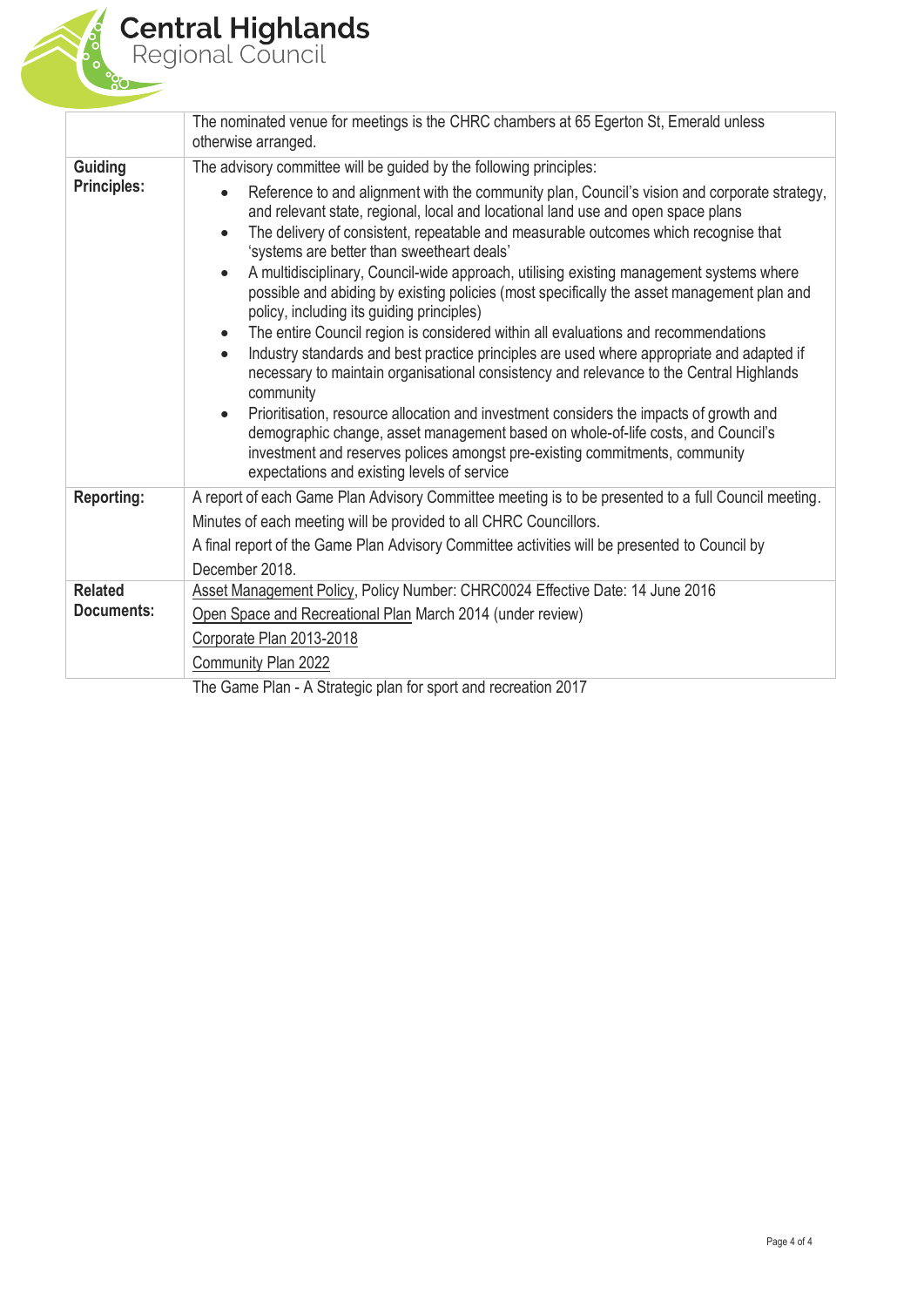| | |
|---|---|
| | The nominated venue for meetings is the CHRC chambers at 65 Egerton St, Emerald unless otherwise arranged. |
| **Guiding Principles:** | The advisory committee will be guided by the following principles:<br>• Reference to and alignment with the community plan, Council's vision and corporate strategy, and relevant state, regional, local and locational land use and open space plans<br>• The delivery of consistent, repeatable and measurable outcomes which recognise that 'systems are better than sweetheart deals'<br>• A multidisciplinary, Council-wide approach, utilising existing management systems where possible and abiding by existing policies (most specifically the asset management plan and policy, including its guiding principles)<br>• The entire Council region is considered within all evaluations and recommendations<br>• Industry standards and best practice principles are used where appropriate and adapted if necessary to maintain organisational consistency and relevance to the Central Highlands community<br>• Prioritisation, resource allocation and investment considers the impacts of growth and demographic change, asset management based on whole-of-life costs, and Council's investment and reserves polices amongst pre-existing commitments, community expectations and existing levels of service |
| **Reporting:** | A report of each Game Plan Advisory Committee meeting is to be presented to a full Council meeting.<br>Minutes of each meeting will be provided to all CHRC Councillors.<br>A final report of the Game Plan Advisory Committee activities will be presented to Council by December 2018. |
| **Related Documents:** | Asset Management Policy, Policy Number: CHRC0024 Effective Date: 14 June 2016<br>Open Space and Recreational Plan March 2014 (under review)<br>Corporate Plan 2013-2018<br>Community Plan 2022<br>The Game Plan - A Strategic plan for sport and recreation 2017 |